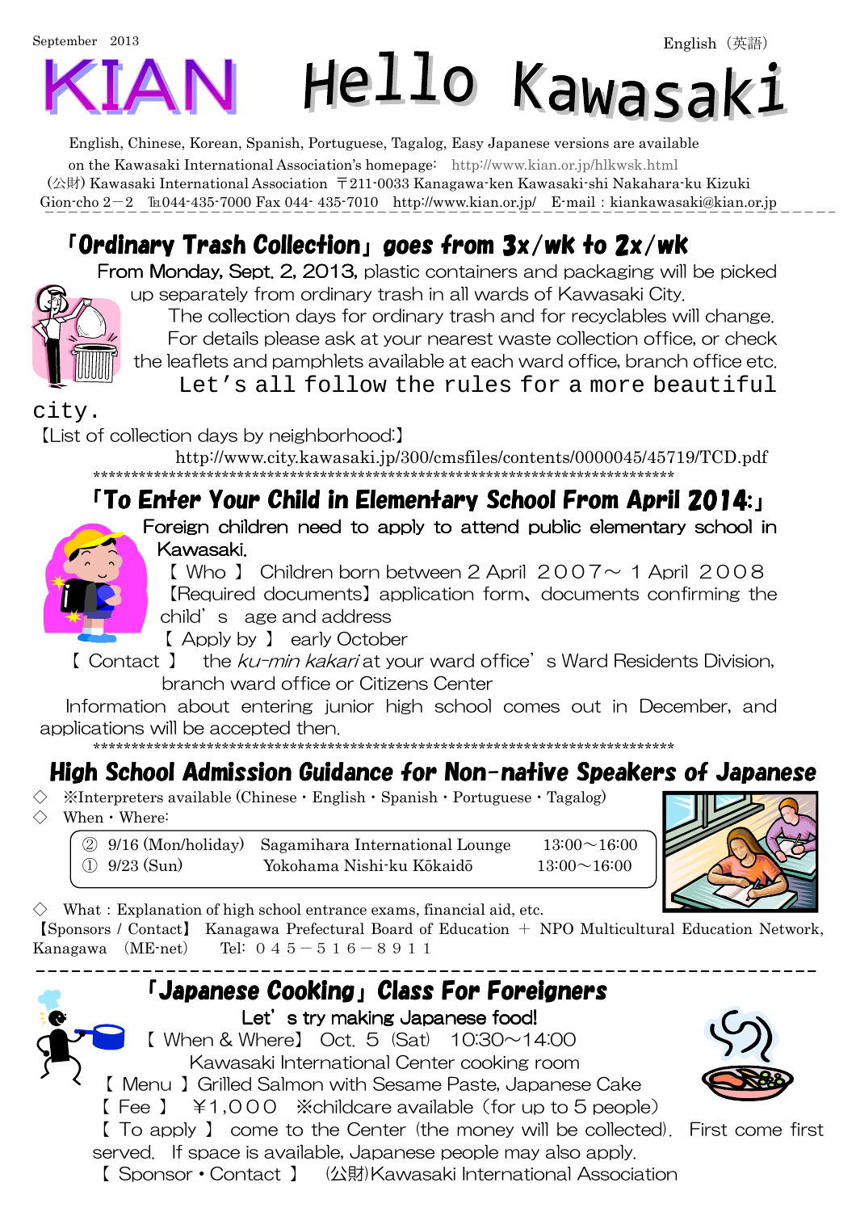September 2013

English（英語）

# KIAN Hello Kawasaki

English, Chinese, Korean, Spanish, Portuguese, Tagalog, Easy Japanese versions are available on the Kawasaki International Association's homepage: http://www.kian.or.jp/hlkwsk.html

(公財) Kawasaki International Association 〒211-0033 Kanagawa-ken Kawasaki-shi Nakahara-ku Kizuki Gion-cho 2－2 ℡044-435-7000 Fax 044- 435-7010 http://www.kian.or.jp/ E-mail : kiankawasaki@kian.or.jp

## 「Ordinary Trash Collection」goes from 3x/wk to 2x/wk

From Monday, Sept. 2, 2013, plastic containers and packaging will be picked up separately from ordinary trash in all wards of Kawasaki City.

The collection days for ordinary trash and for recyclables will change.

For details please ask at your nearest waste collection office, or check the leaflets and pamphlets available at each ward office, branch office etc.

Let's all follow the rules for a more beautiful city.

【List of collection days by neighborhood:】

http://www.city.kawasaki.jp/300/cmsfiles/contents/0000045/45719/TCD.pdf

\*\*\*\*\*\*\*\*\*\*\*\*\*\*\*\*\*\*\*\*\*\*\*\*\*\*\*\*\*\*\*\*\*\*\*\*\*\*\*\*\*\*\*\*\*\*\*\*\*\*\*\*\*\*\*\*\*\*\*\*\*\*\*\*\*\*\*\*\*\*\*\*\*\*\*\*\*\*\*\*\*\*

## 「To Enter Your Child in Elementary School From April 2014:」

Foreign children need to apply to attend public elementary school in Kawasaki.

【 Who 】 Children born between 2 April ２００７～ 1 April ２００８

【Required documents】application form、documents confirming the child' s age and address

【 Apply by 】 early October

【 Contact 】 the *ku-min kakari* at your ward office' s Ward Residents Division, branch ward office or Citizens Center

Information about entering junior high school comes out in December, and applications will be accepted then.

\*\*\*\*\*\*\*\*\*\*\*\*\*\*\*\*\*\*\*\*\*\*\*\*\*\*\*\*\*\*\*\*\*\*\*\*\*\*\*\*\*\*\*\*\*\*\*\*\*\*\*\*\*\*\*\*\*\*\*\*\*\*\*\*\*\*\*\*\*\*\*\*\*\*\*\*\*\*\*\*\*\*

## High School Admission Guidance for Non-native Speakers of Japanese

◇ ※Interpreters available (Chinese・English・Spanish・Portuguese・Tagalog)

◇ When・Where:

| | | |
|---|---|---|
| ② 9/16 (Mon/holiday) | Sagamihara International Lounge | 13:00～16:00 |
| ① 9/23 (Sun) | Yokohama Nishi-ku Kōkaidō | 13:00～16:00 |

◇ What : Explanation of high school entrance exams, financial aid, etc.

【Sponsors / Contact】 Kanagawa Prefectural Board of Education ＋ NPO Multicultural Education Network, Kanagawa (ME-net) Tel: ０４５－５１６－８９１１

---

## 「Japanese Cooking」Class For Foreigners

Let' s try making Japanese food!

【 When & Where】 Oct. ５ (Sat) 10:30～14:00 Kawasaki International Center cooking room

【 Menu 】Grilled Salmon with Sesame Paste, Japanese Cake

【 Fee 】 ￥1,０００ ※childcare available (for up to 5 people)

【 To apply 】 come to the Center (the money will be collected). First come first served. If space is available, Japanese people may also apply.

【 Sponsor・Contact 】 (公財)Kawasaki International Association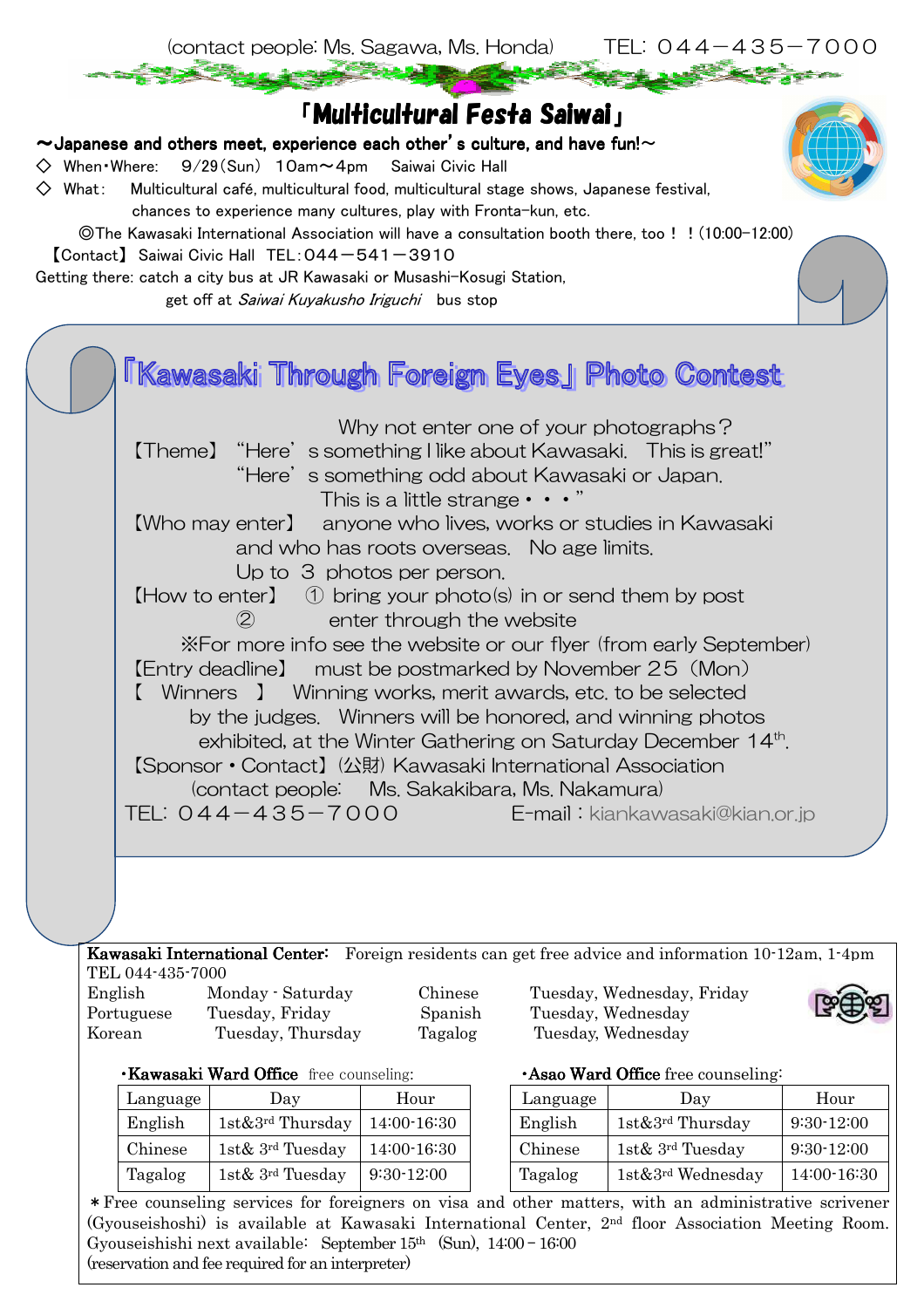(contact people: Ms. Sagawa, Ms. Honda)　　TEL: ０４４－４３５－７０００

# 「Multicultural Festa Saiwai」

**～Japanese and others meet, experience each other's culture, and have fun!～**

◇ When・Where:　9/29(Sun)　10am～4pm　Saiwai Civic Hall

◇ What:　Multicultural café, multicultural food, multicultural stage shows, Japanese festival, chances to experience many cultures, play with Fronta-kun, etc.

◎The Kawasaki International Association will have a consultation booth there, too！！(10:00-12:00)

【Contact】 Saiwai Civic Hall　TEL: 044－541－3910

Getting there: catch a city bus at JR Kawasaki or Musashi-Kosugi Station, get off at *Saiwai Kuyakusho Iriguchi*　bus stop

## 「Kawasaki Through Foreign Eyes」 Photo Contest

Why not enter one of your photographs?

【Theme】 "Here's something I like about Kawasaki.　This is great!"
"Here's something odd about Kawasaki or Japan. This is a little strange・・・"

【Who may enter】 anyone who lives, works or studies in Kawasaki and who has roots overseas.　No age limits. Up to ３ photos per person.

【How to enter】 ① bring your photo(s) in or send them by post
② enter through the website

※For more info see the website or our flyer (from early September)

【Entry deadline】 must be postmarked by November ２５ (Mon)

【 Winners 】 Winning works, merit awards, etc. to be selected by the judges.　Winners will be honored, and winning photos exhibited, at the Winter Gathering on Saturday December 14th.

【Sponsor・Contact】(公財) Kawasaki International Association
(contact people:　Ms. Sakakibara, Ms. Nakamura)

TEL: ０４４－４３５－７０００　　　E-mail：kiankawasaki@kian.or.jp

**Kawasaki International Center:**　Foreign residents can get free advice and information 10-12am, 1-4pm
TEL 044-435-7000

| | | | |
|---|---|---|---|
| English | Monday - Saturday | Chinese | Tuesday, Wednesday, Friday |
| Portuguese | Tuesday, Friday | Spanish | Tuesday, Wednesday |
| Korean | Tuesday, Thursday | Tagalog | Tuesday, Wednesday |

・**Kawasaki Ward Office** free counseling:

| Language | Day | Hour |
|---|---|---|
| English | 1st&3rd Thursday | 14:00-16:30 |
| Chinese | 1st& 3rd Tuesday | 14:00-16:30 |
| Tagalog | 1st& 3rd Tuesday | 9:30-12:00 |

・**Asao Ward Office** free counseling:

| Language | Day | Hour |
|---|---|---|
| English | 1st&3rd Thursday | 9:30-12:00 |
| Chinese | 1st& 3rd Tuesday | 9:30-12:00 |
| Tagalog | 1st&3rd Wednesday | 14:00-16:30 |

＊Free counseling services for foreigners on visa and other matters, with an administrative scrivener (Gyouseishoshi) is available at Kawasaki International Center, 2nd floor Association Meeting Room. Gyouseishishi next available:　September 15th (Sun), 14:00－16:00
(reservation and fee required for an interpreter)